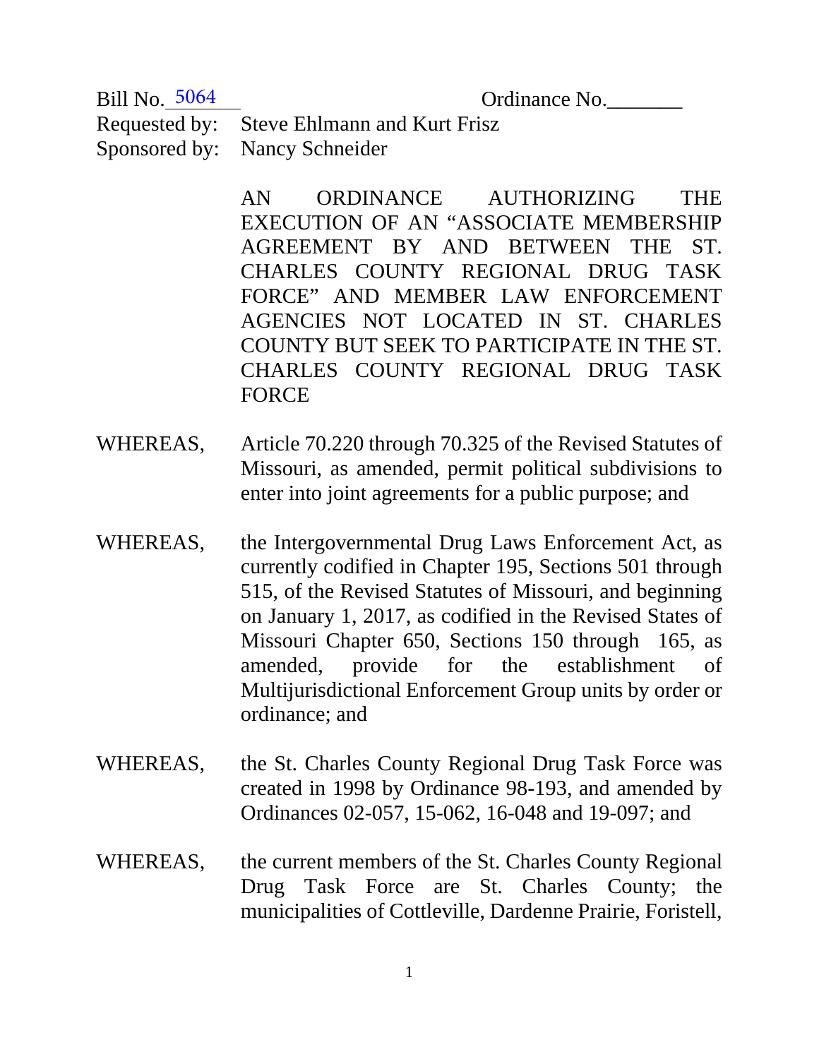Bill No. 5064 Ordinance No.\_\_\_\_\_\_\_

Requested by: Steve Ehlmann and Kurt Frisz

Sponsored by: Nancy Schneider

AN ORDINANCE AUTHORIZING THE EXECUTION OF AN "ASSOCIATE MEMBERSHIP AGREEMENT BY AND BETWEEN THE ST. CHARLES COUNTY REGIONAL DRUG TASK FORCE" AND MEMBER LAW ENFORCEMENT AGENCIES NOT LOCATED IN ST. CHARLES COUNTY BUT SEEK TO PARTICIPATE IN THE ST. CHARLES COUNTY REGIONAL DRUG TASK FORCE

WHEREAS, Article 70.220 through 70.325 of the Revised Statutes of Missouri, as amended, permit political subdivisions to enter into joint agreements for a public purpose; and

WHEREAS, the Intergovernmental Drug Laws Enforcement Act, as currently codified in Chapter 195, Sections 501 through 515, of the Revised Statutes of Missouri, and beginning on January 1, 2017, as codified in the Revised States of Missouri Chapter 650, Sections 150 through 165, as amended, provide for the establishment of Multijurisdictional Enforcement Group units by order or ordinance; and

WHEREAS, the St. Charles County Regional Drug Task Force was created in 1998 by Ordinance 98-193, and amended by Ordinances 02-057, 15-062, 16-048 and 19-097; and

WHEREAS, the current members of the St. Charles County Regional Drug Task Force are St. Charles County; the municipalities of Cottleville, Dardenne Prairie, Foristell,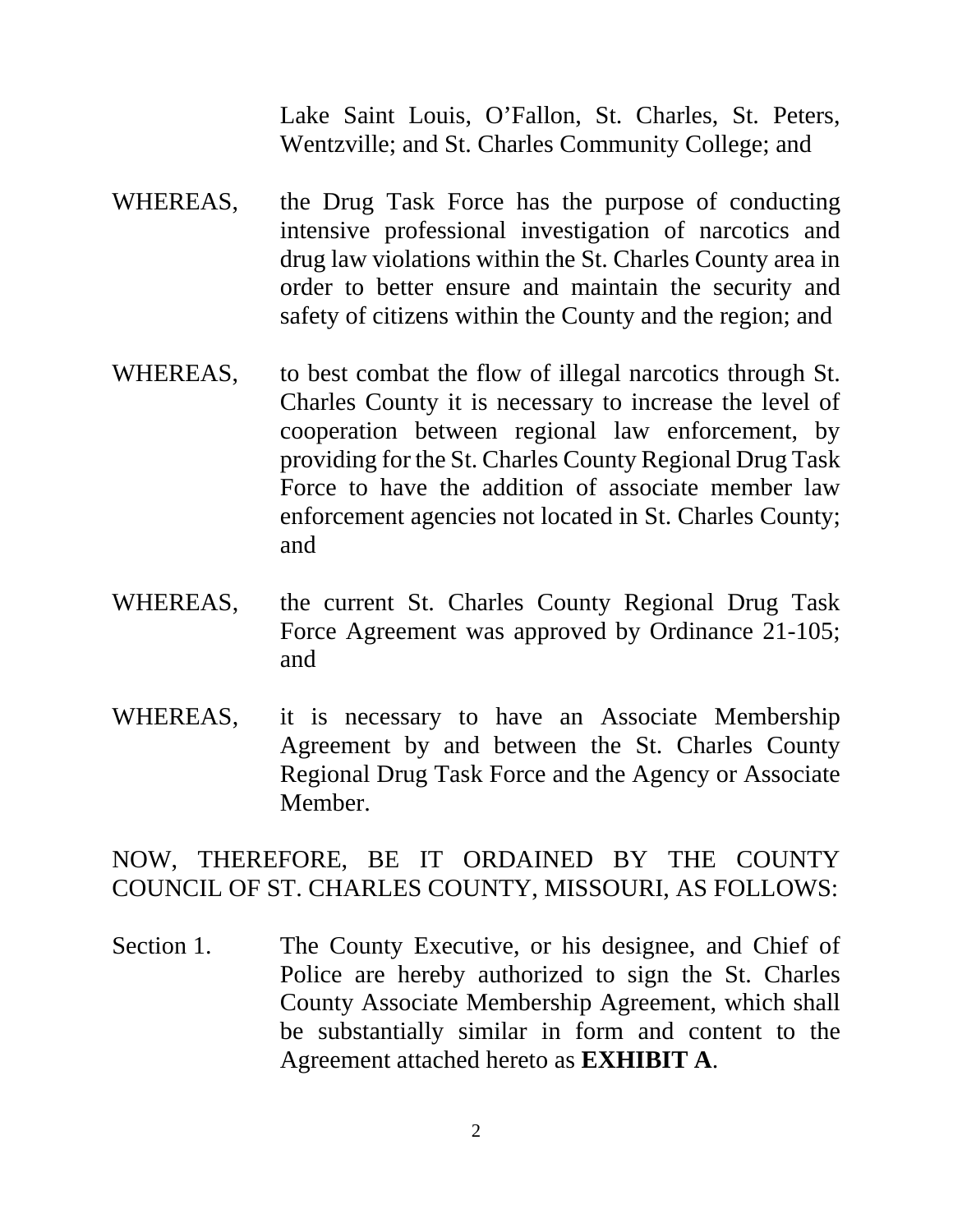Lake Saint Louis, O'Fallon, St. Charles, St. Peters, Wentzville; and St. Charles Community College; and

WHEREAS, the Drug Task Force has the purpose of conducting intensive professional investigation of narcotics and drug law violations within the St. Charles County area in order to better ensure and maintain the security and safety of citizens within the County and the region; and

WHEREAS, to best combat the flow of illegal narcotics through St. Charles County it is necessary to increase the level of cooperation between regional law enforcement, by providing for the St. Charles County Regional Drug Task Force to have the addition of associate member law enforcement agencies not located in St. Charles County; and

WHEREAS, the current St. Charles County Regional Drug Task Force Agreement was approved by Ordinance 21-105; and

WHEREAS, it is necessary to have an Associate Membership Agreement by and between the St. Charles County Regional Drug Task Force and the Agency or Associate Member.

NOW, THEREFORE, BE IT ORDAINED BY THE COUNTY COUNCIL OF ST. CHARLES COUNTY, MISSOURI, AS FOLLOWS:

Section 1. The County Executive, or his designee, and Chief of Police are hereby authorized to sign the St. Charles County Associate Membership Agreement, which shall be substantially similar in form and content to the Agreement attached hereto as **EXHIBIT A**.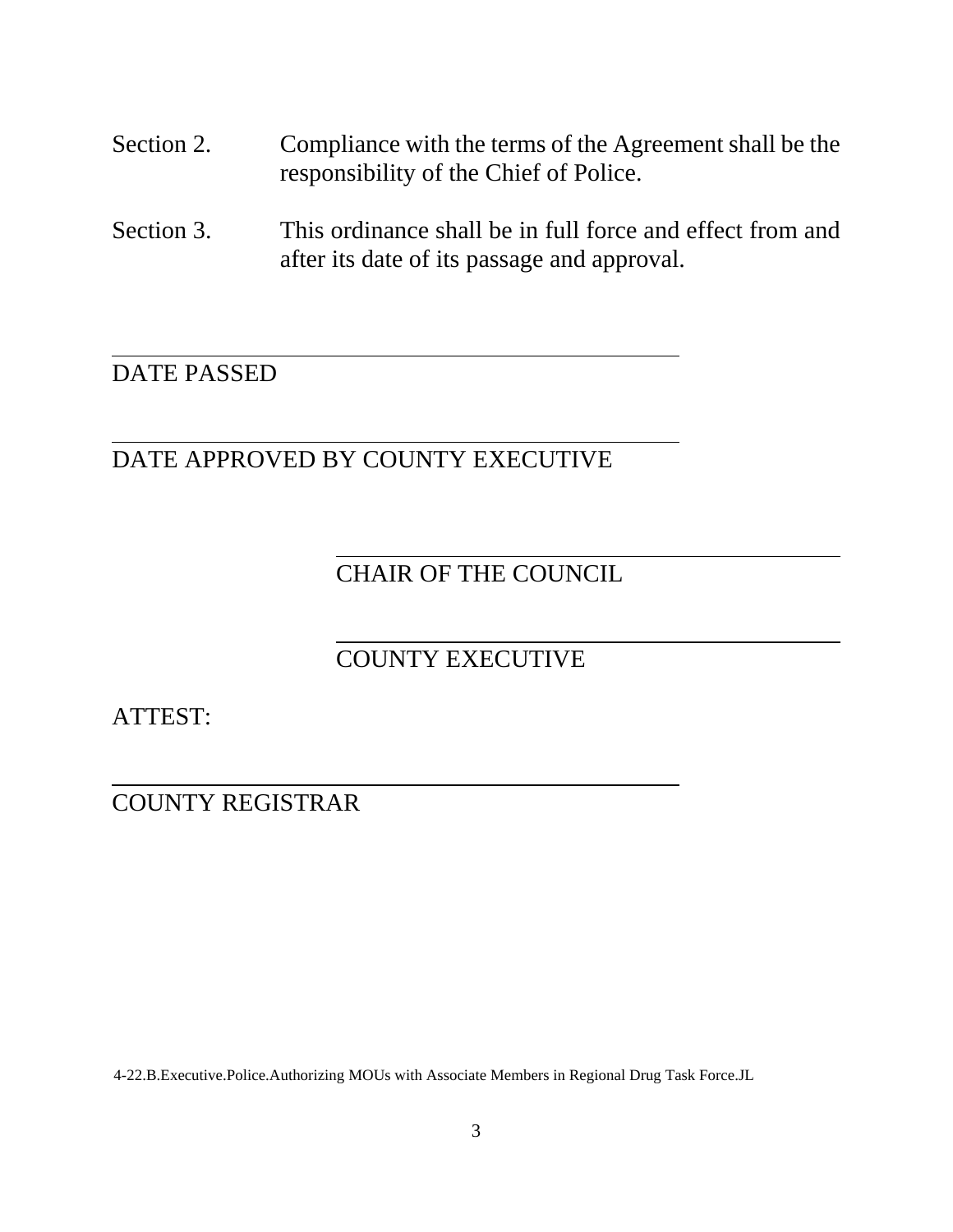Section 2. Compliance with the terms of the Agreement shall be the responsibility of the Chief of Police.

Section 3. This ordinance shall be in full force and effect from and after its date of its passage and approval.

\_\_\_\_\_\_\_\_\_\_\_\_\_\_\_\_\_\_\_\_\_\_\_\_\_\_\_\_\_\_\_\_\_\_\_\_\_\_\_\_

DATE PASSED

\_\_\_\_\_\_\_\_\_\_\_\_\_\_\_\_\_\_\_\_\_\_\_\_\_\_\_\_\_\_\_\_\_\_\_\_\_\_\_\_

DATE APPROVED BY COUNTY EXECUTIVE

\_\_\_\_\_\_\_\_\_\_\_\_\_\_\_\_\_\_\_\_\_\_\_\_\_\_\_\_\_\_\_\_\_\_\_\_\_\_\_\_

CHAIR OF THE COUNCIL

\_\_\_\_\_\_\_\_\_\_\_\_\_\_\_\_\_\_\_\_\_\_\_\_\_\_\_\_\_\_\_\_\_\_\_\_\_\_\_\_

COUNTY EXECUTIVE

ATTEST:

\_\_\_\_\_\_\_\_\_\_\_\_\_\_\_\_\_\_\_\_\_\_\_\_\_\_\_\_\_\_\_\_\_\_\_\_\_\_\_\_

COUNTY REGISTRAR

4-22.B.Executive.Police.Authorizing MOUs with Associate Members in Regional Drug Task Force.JL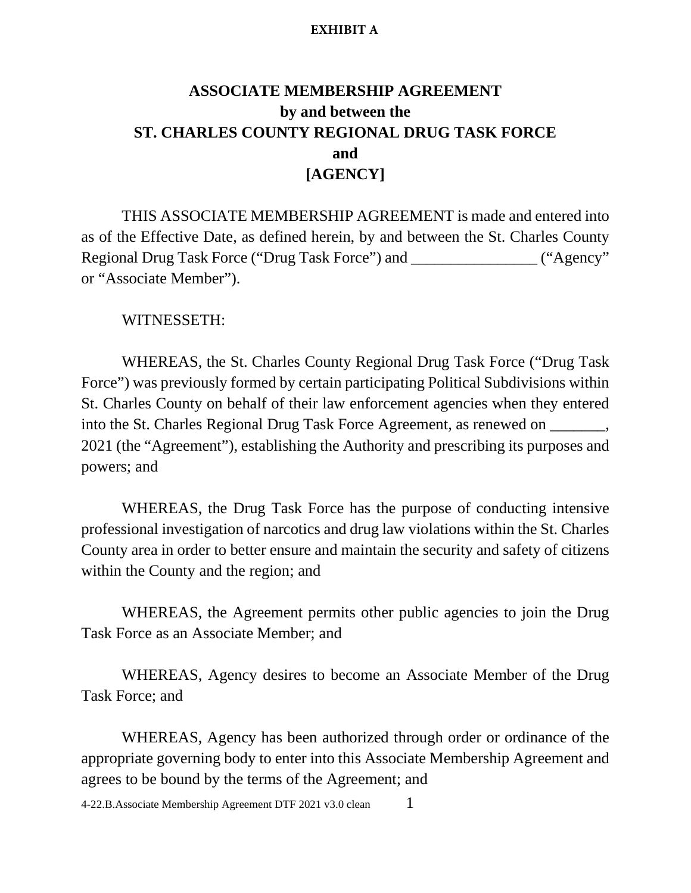**EXHIBIT A**

# ASSOCIATE MEMBERSHIP AGREEMENT
## by and between the
## ST. CHARLES COUNTY REGIONAL DRUG TASK FORCE
## and
## [AGENCY]

THIS ASSOCIATE MEMBERSHIP AGREEMENT is made and entered into as of the Effective Date, as defined herein, by and between the St. Charles County Regional Drug Task Force ("Drug Task Force") and ________________ ("Agency" or "Associate Member").

WITNESSETH:

WHEREAS, the St. Charles County Regional Drug Task Force ("Drug Task Force") was previously formed by certain participating Political Subdivisions within St. Charles County on behalf of their law enforcement agencies when they entered into the St. Charles Regional Drug Task Force Agreement, as renewed on _______, 2021 (the "Agreement"), establishing the Authority and prescribing its purposes and powers; and

WHEREAS, the Drug Task Force has the purpose of conducting intensive professional investigation of narcotics and drug law violations within the St. Charles County area in order to better ensure and maintain the security and safety of citizens within the County and the region; and

WHEREAS, the Agreement permits other public agencies to join the Drug Task Force as an Associate Member; and

WHEREAS, Agency desires to become an Associate Member of the Drug Task Force; and

WHEREAS, Agency has been authorized through order or ordinance of the appropriate governing body to enter into this Associate Membership Agreement and agrees to be bound by the terms of the Agreement; and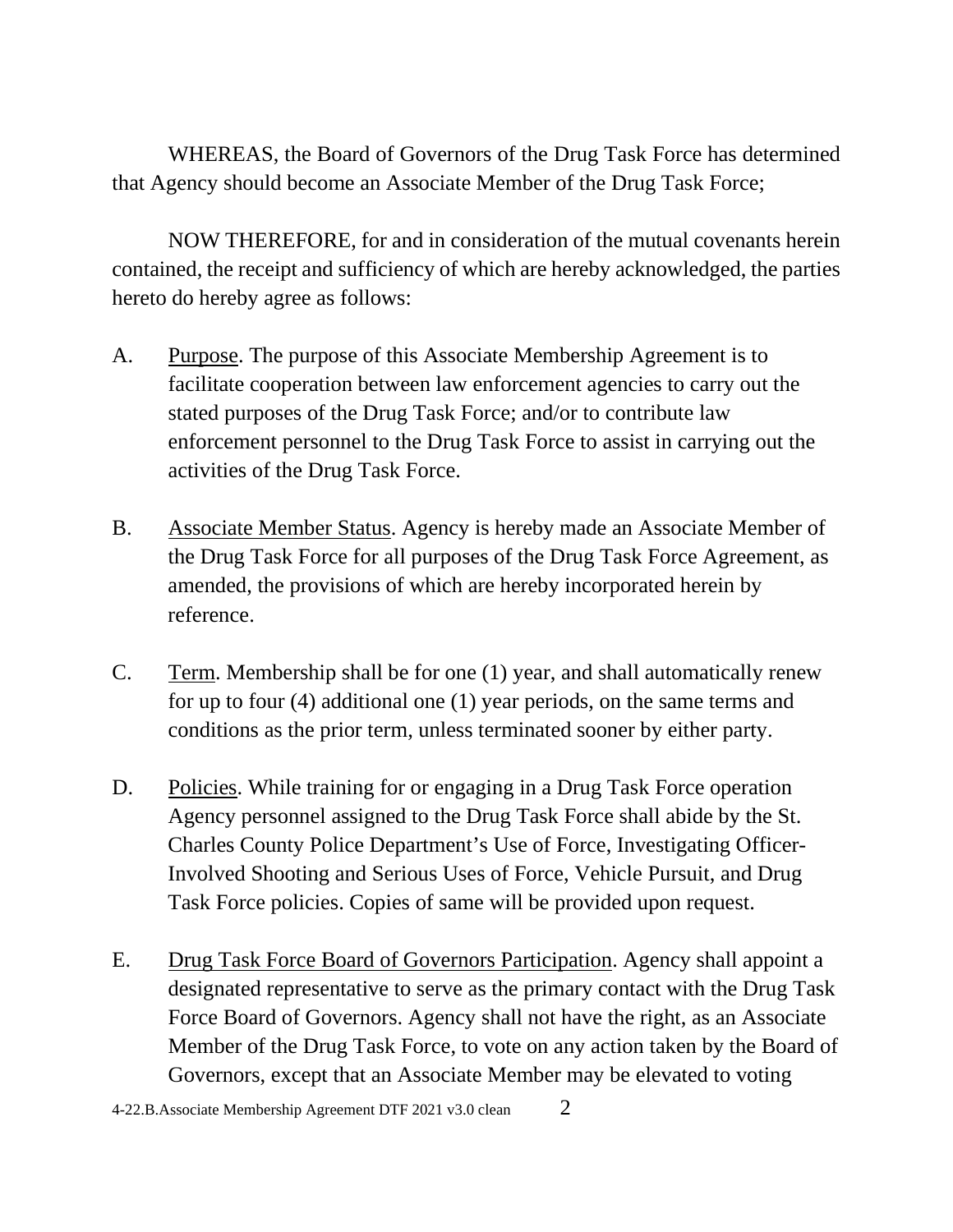WHEREAS, the Board of Governors of the Drug Task Force has determined that Agency should become an Associate Member of the Drug Task Force;

NOW THEREFORE, for and in consideration of the mutual covenants herein contained, the receipt and sufficiency of which are hereby acknowledged, the parties hereto do hereby agree as follows:

A. Purpose. The purpose of this Associate Membership Agreement is to facilitate cooperation between law enforcement agencies to carry out the stated purposes of the Drug Task Force; and/or to contribute law enforcement personnel to the Drug Task Force to assist in carrying out the activities of the Drug Task Force.

B. Associate Member Status. Agency is hereby made an Associate Member of the Drug Task Force for all purposes of the Drug Task Force Agreement, as amended, the provisions of which are hereby incorporated herein by reference.

C. Term. Membership shall be for one (1) year, and shall automatically renew for up to four (4) additional one (1) year periods, on the same terms and conditions as the prior term, unless terminated sooner by either party.

D. Policies. While training for or engaging in a Drug Task Force operation Agency personnel assigned to the Drug Task Force shall abide by the St. Charles County Police Department's Use of Force, Investigating Officer-Involved Shooting and Serious Uses of Force, Vehicle Pursuit, and Drug Task Force policies. Copies of same will be provided upon request.

E. Drug Task Force Board of Governors Participation. Agency shall appoint a designated representative to serve as the primary contact with the Drug Task Force Board of Governors. Agency shall not have the right, as an Associate Member of the Drug Task Force, to vote on any action taken by the Board of Governors, except that an Associate Member may be elevated to voting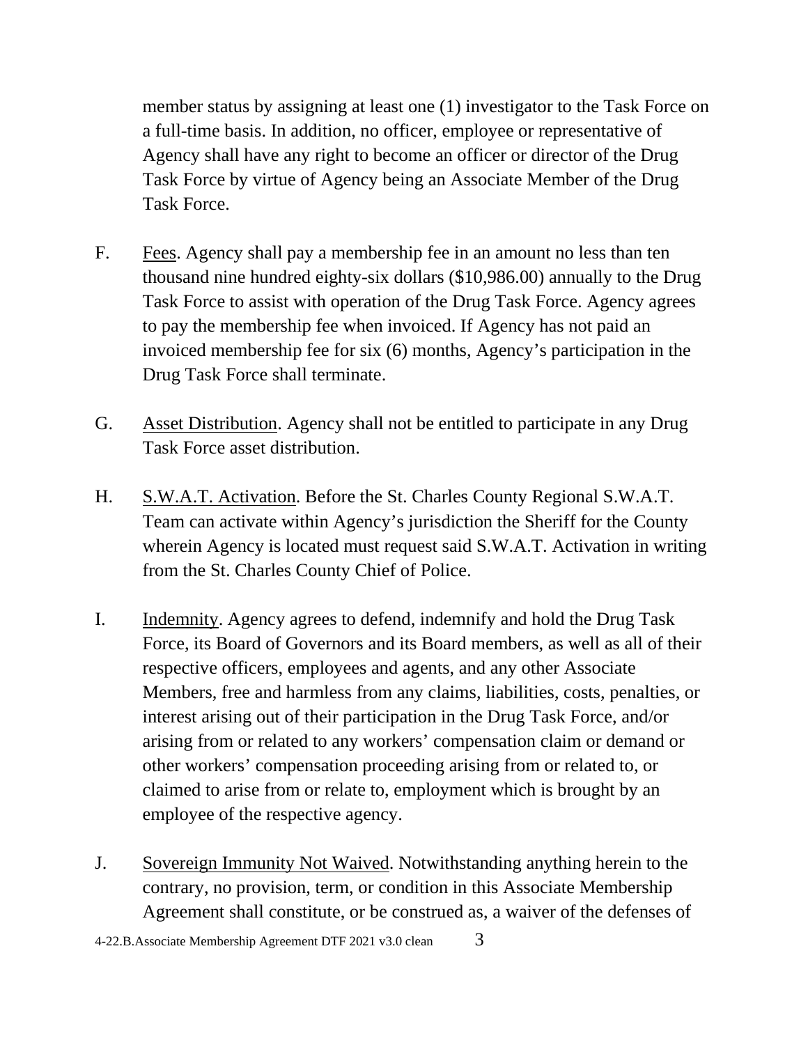member status by assigning at least one (1) investigator to the Task Force on a full-time basis. In addition, no officer, employee or representative of Agency shall have any right to become an officer or director of the Drug Task Force by virtue of Agency being an Associate Member of the Drug Task Force.

F. Fees. Agency shall pay a membership fee in an amount no less than ten thousand nine hundred eighty-six dollars ($10,986.00) annually to the Drug Task Force to assist with operation of the Drug Task Force. Agency agrees to pay the membership fee when invoiced. If Agency has not paid an invoiced membership fee for six (6) months, Agency's participation in the Drug Task Force shall terminate.

G. Asset Distribution. Agency shall not be entitled to participate in any Drug Task Force asset distribution.

H. S.W.A.T. Activation. Before the St. Charles County Regional S.W.A.T. Team can activate within Agency's jurisdiction the Sheriff for the County wherein Agency is located must request said S.W.A.T. Activation in writing from the St. Charles County Chief of Police.

I. Indemnity. Agency agrees to defend, indemnify and hold the Drug Task Force, its Board of Governors and its Board members, as well as all of their respective officers, employees and agents, and any other Associate Members, free and harmless from any claims, liabilities, costs, penalties, or interest arising out of their participation in the Drug Task Force, and/or arising from or related to any workers' compensation claim or demand or other workers' compensation proceeding arising from or related to, or claimed to arise from or relate to, employment which is brought by an employee of the respective agency.

J. Sovereign Immunity Not Waived. Notwithstanding anything herein to the contrary, no provision, term, or condition in this Associate Membership Agreement shall constitute, or be construed as, a waiver of the defenses of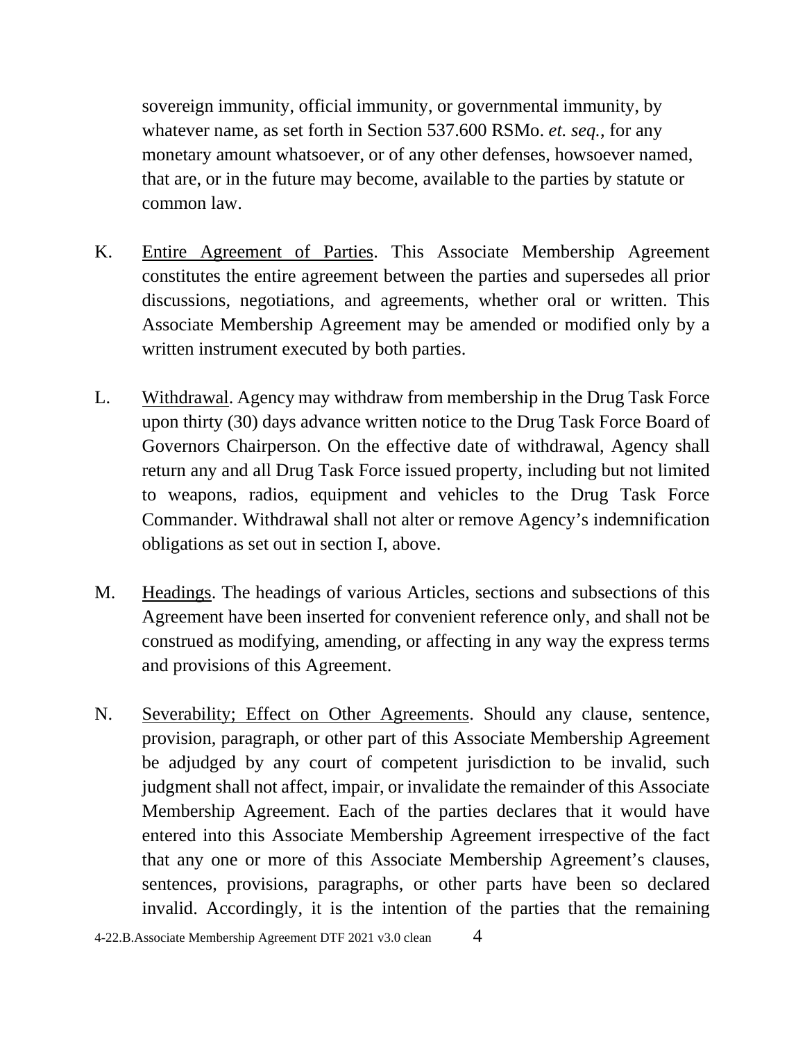sovereign immunity, official immunity, or governmental immunity, by whatever name, as set forth in Section 537.600 RSMo. *et. seq.*, for any monetary amount whatsoever, or of any other defenses, howsoever named, that are, or in the future may become, available to the parties by statute or common law.

K. Entire Agreement of Parties. This Associate Membership Agreement constitutes the entire agreement between the parties and supersedes all prior discussions, negotiations, and agreements, whether oral or written. This Associate Membership Agreement may be amended or modified only by a written instrument executed by both parties.

L. Withdrawal. Agency may withdraw from membership in the Drug Task Force upon thirty (30) days advance written notice to the Drug Task Force Board of Governors Chairperson. On the effective date of withdrawal, Agency shall return any and all Drug Task Force issued property, including but not limited to weapons, radios, equipment and vehicles to the Drug Task Force Commander. Withdrawal shall not alter or remove Agency's indemnification obligations as set out in section I, above.

M. Headings. The headings of various Articles, sections and subsections of this Agreement have been inserted for convenient reference only, and shall not be construed as modifying, amending, or affecting in any way the express terms and provisions of this Agreement.

N. Severability; Effect on Other Agreements. Should any clause, sentence, provision, paragraph, or other part of this Associate Membership Agreement be adjudged by any court of competent jurisdiction to be invalid, such judgment shall not affect, impair, or invalidate the remainder of this Associate Membership Agreement. Each of the parties declares that it would have entered into this Associate Membership Agreement irrespective of the fact that any one or more of this Associate Membership Agreement's clauses, sentences, provisions, paragraphs, or other parts have been so declared invalid. Accordingly, it is the intention of the parties that the remaining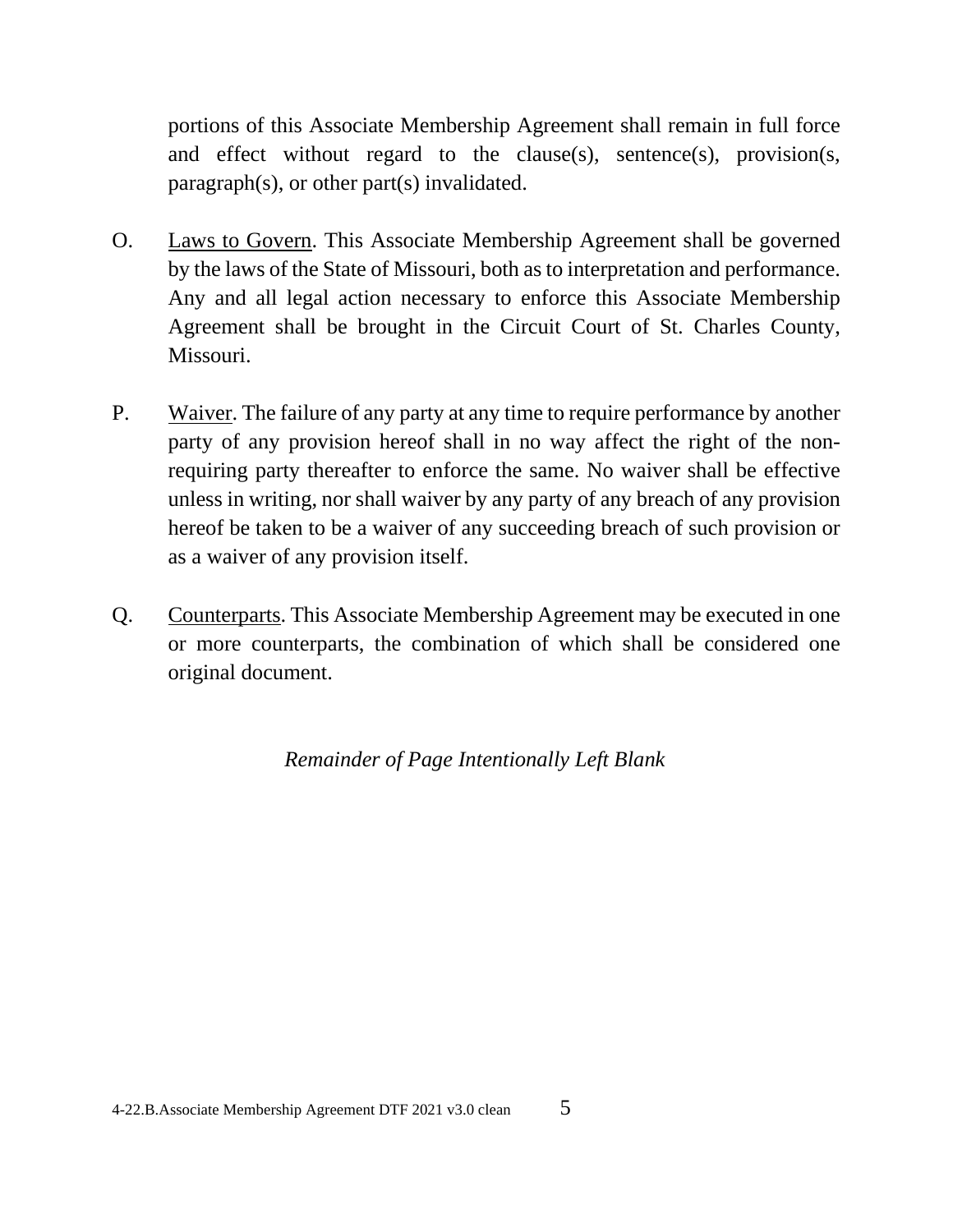portions of this Associate Membership Agreement shall remain in full force and effect without regard to the clause(s), sentence(s), provision(s, paragraph(s), or other part(s) invalidated.

O. Laws to Govern. This Associate Membership Agreement shall be governed by the laws of the State of Missouri, both as to interpretation and performance. Any and all legal action necessary to enforce this Associate Membership Agreement shall be brought in the Circuit Court of St. Charles County, Missouri.

P. Waiver. The failure of any party at any time to require performance by another party of any provision hereof shall in no way affect the right of the non-requiring party thereafter to enforce the same. No waiver shall be effective unless in writing, nor shall waiver by any party of any breach of any provision hereof be taken to be a waiver of any succeeding breach of such provision or as a waiver of any provision itself.

Q. Counterparts. This Associate Membership Agreement may be executed in one or more counterparts, the combination of which shall be considered one original document.

*Remainder of Page Intentionally Left Blank*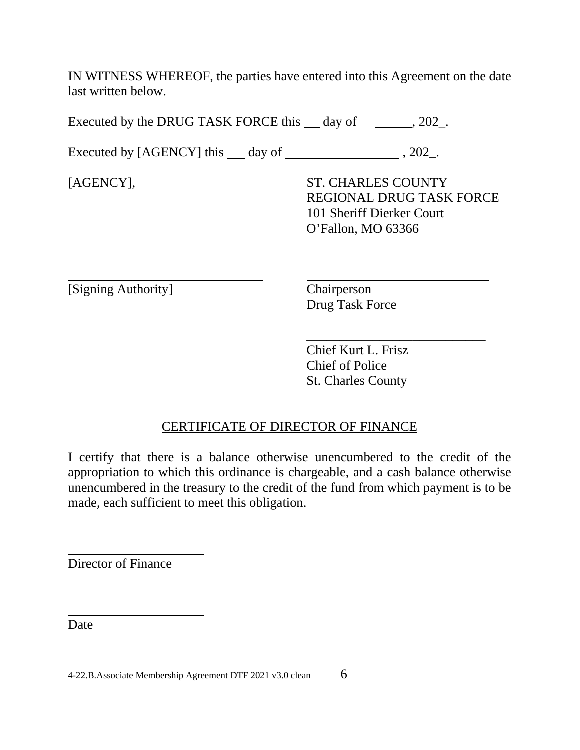IN WITNESS WHEREOF, the parties have entered into this Agreement on the date last written below.

Executed by the DRUG TASK FORCE this ___ day of ______, 202_.

Executed by [AGENCY] this ___ day of _________________ , 202_.

[AGENCY],

ST. CHARLES COUNTY
REGIONAL DRUG TASK FORCE
101 Sheriff Dierker Court
O'Fallon, MO 63366

______________________________
[Signing Authority]

______________________________
Chairperson
Drug Task Force

______________________________
Chief Kurt L. Frisz
Chief of Police
St. Charles County

## CERTIFICATE OF DIRECTOR OF FINANCE

I certify that there is a balance otherwise unencumbered to the credit of the appropriation to which this ordinance is chargeable, and a cash balance otherwise unencumbered in the treasury to the credit of the fund from which payment is to be made, each sufficient to meet this obligation.

______________________
Director of Finance

______________________
Date

4-22.B.Associate Membership Agreement DTF 2021 v3.0 clean